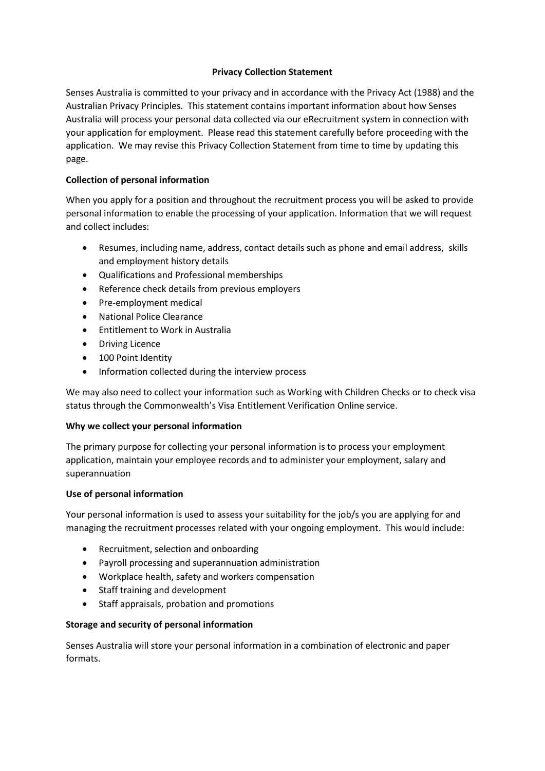# Privacy Collection Statement

Senses Australia is committed to your privacy and in accordance with the Privacy Act (1988) and the Australian Privacy Principles. This statement contains important information about how Senses Australia will process your personal data collected via our eRecruitment system in connection with your application for employment. Please read this statement carefully before proceeding with the application. We may revise this Privacy Collection Statement from time to time by updating this page.

## Collection of personal information

When you apply for a position and throughout the recruitment process you will be asked to provide personal information to enable the processing of your application. Information that we will request and collect includes:

- Resumes, including name, address, contact details such as phone and email address, skills and employment history details
- Qualifications and Professional memberships
- Reference check details from previous employers
- Pre-employment medical
- National Police Clearance
- Entitlement to Work in Australia
- Driving Licence
- 100 Point Identity
- Information collected during the interview process

We may also need to collect your information such as Working with Children Checks or to check visa status through the Commonwealth's Visa Entitlement Verification Online service.

## Why we collect your personal information

The primary purpose for collecting your personal information is to process your employment application, maintain your employee records and to administer your employment, salary and superannuation

## Use of personal information

Your personal information is used to assess your suitability for the job/s you are applying for and managing the recruitment processes related with your ongoing employment. This would include:

- Recruitment, selection and onboarding
- Payroll processing and superannuation administration
- Workplace health, safety and workers compensation
- Staff training and development
- Staff appraisals, probation and promotions

## Storage and security of personal information

Senses Australia will store your personal information in a combination of electronic and paper formats.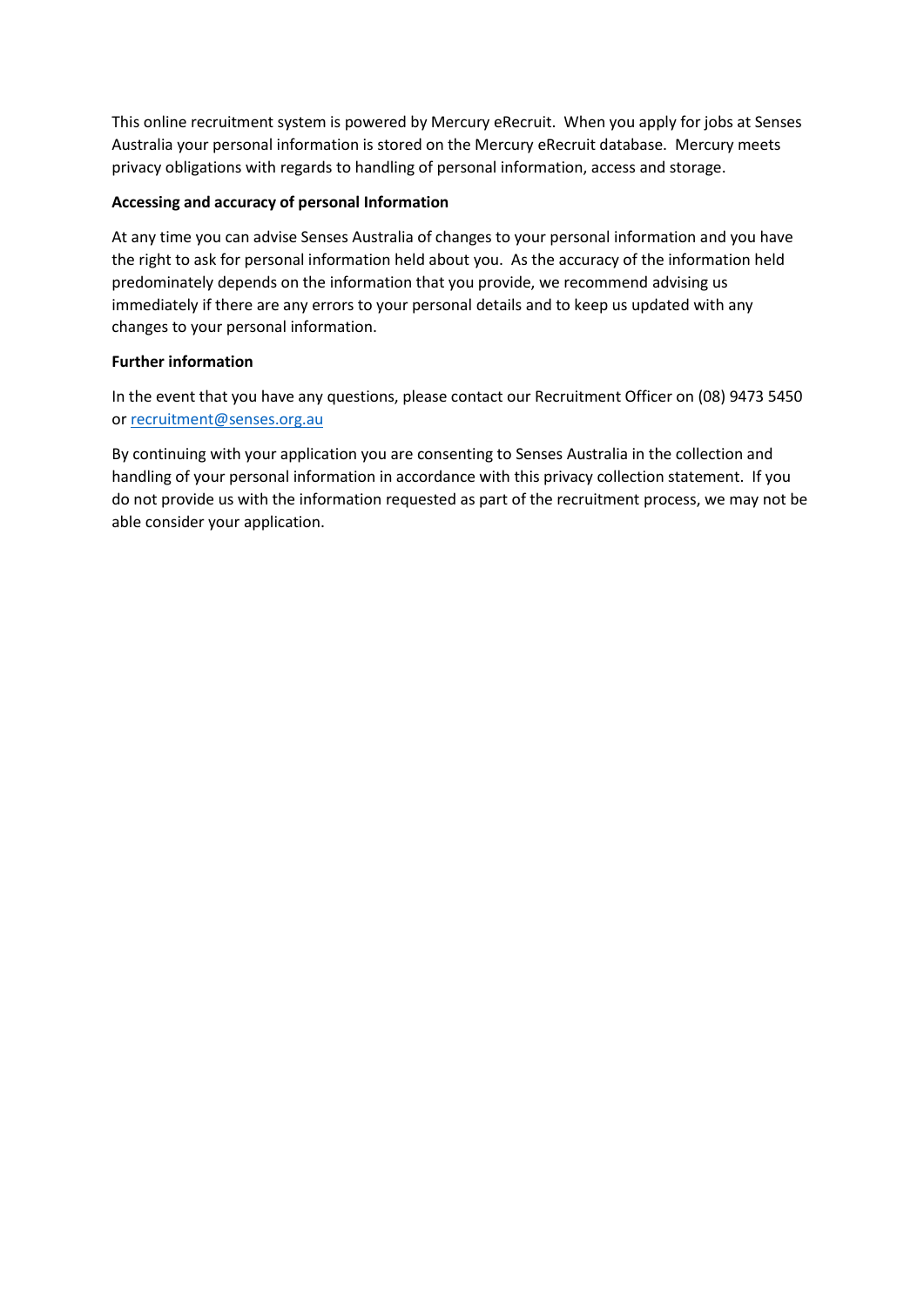This online recruitment system is powered by Mercury eRecruit. When you apply for jobs at Senses Australia your personal information is stored on the Mercury eRecruit database. Mercury meets privacy obligations with regards to handling of personal information, access and storage.

**Accessing and accuracy of personal Information**

At any time you can advise Senses Australia of changes to your personal information and you have the right to ask for personal information held about you. As the accuracy of the information held predominately depends on the information that you provide, we recommend advising us immediately if there are any errors to your personal details and to keep us updated with any changes to your personal information.

**Further information**

In the event that you have any questions, please contact our Recruitment Officer on (08) 9473 5450 or recruitment@senses.org.au

By continuing with your application you are consenting to Senses Australia in the collection and handling of your personal information in accordance with this privacy collection statement. If you do not provide us with the information requested as part of the recruitment process, we may not be able consider your application.